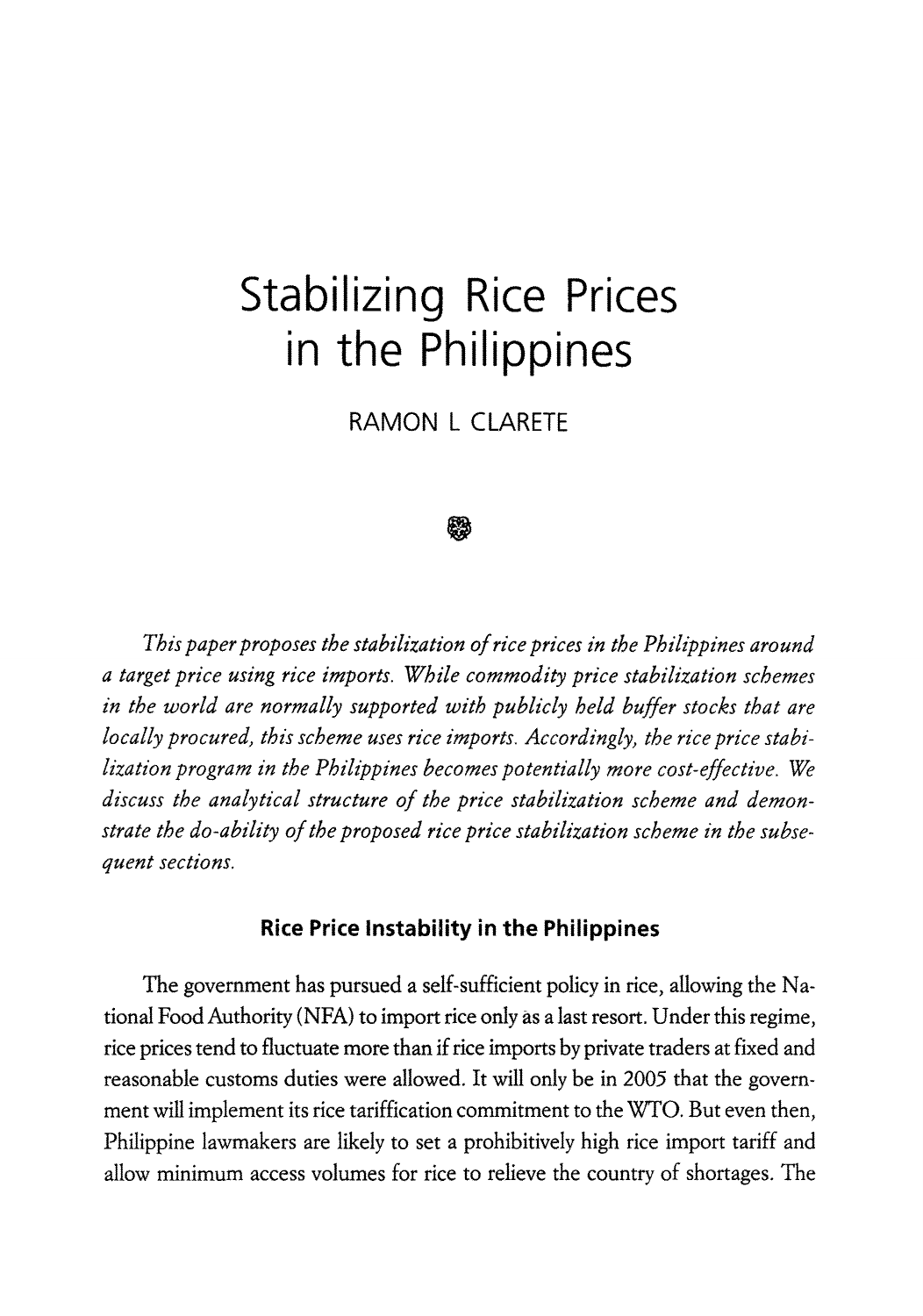# Stabilizing Rice Prices in the Philippines

RAMON L CLARETE

*This paper proposes the stabilization of rice prices in the Philippines around a target price using rice imports. While commodity price stabilization schemes in the world are normally supported with publicly held buffer stocks that are locally procured, this scheme uses rice imports. Accordingly, the rice price stabilization program in the Philippines becomes potentially more cost-effective. We discuss the analytical structure of the price stabilization scheme and demonstrate the do-ability of the proposed rice price stabilization scheme in the subsequent sections.*

## Rice Price Instability in the Philippines

The government has pursued a self-sufficient policy in rice, allowing the National Food Authority (NFA) to import rice only as a last resort. Under this regime, rice prices tend to fluctuate more than if rice imports by private traders at fixed and reasonable customs duties were allowed. It will only be in 2005 that the government will implement its rice tariffication commitment to the WTO. But even then, Philippine lawmakers are likely to set a prohibitively high rice import tariff and allow minimum access volumes for rice to relieve the country of shortages. The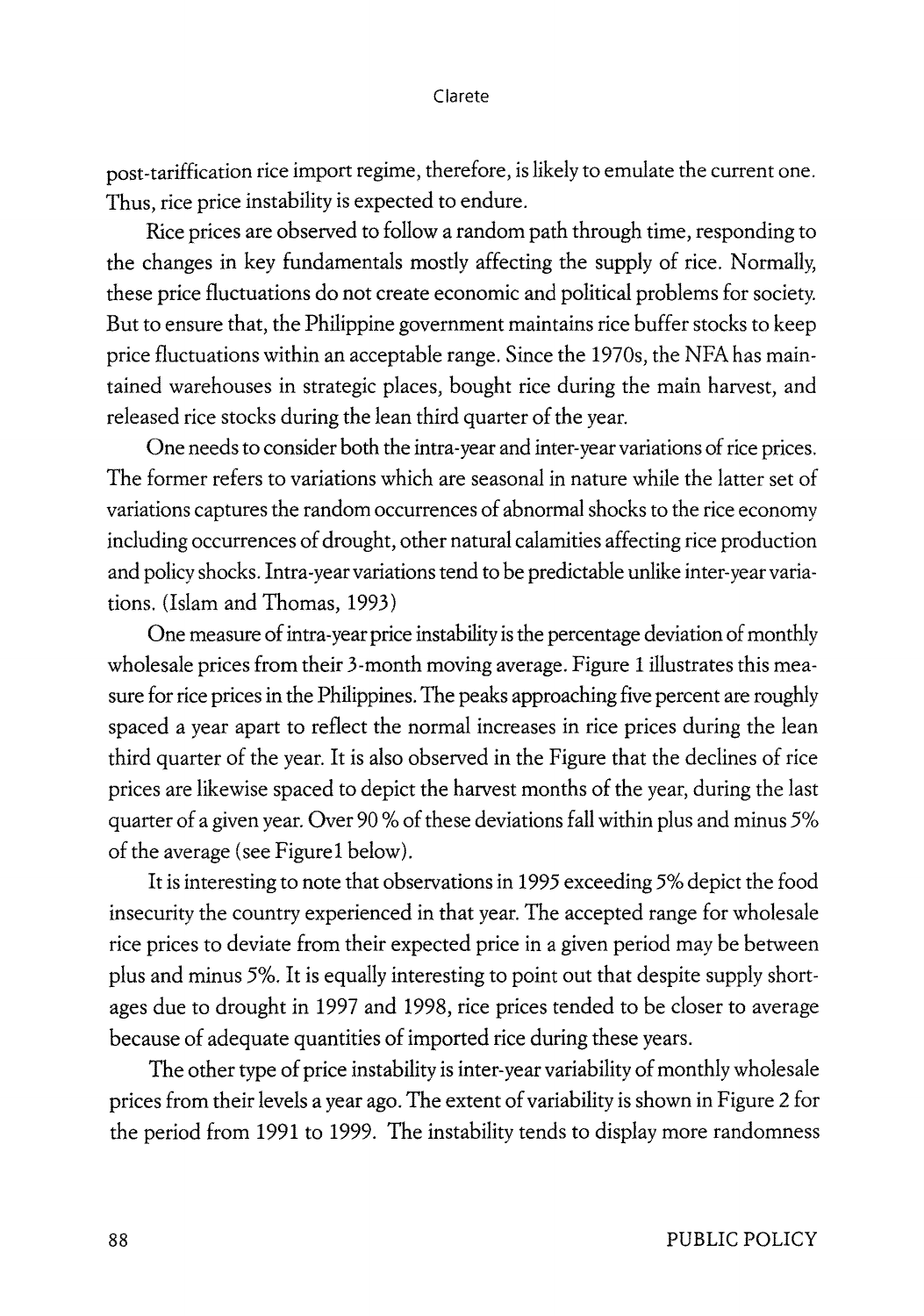post-tariffication rice import regime, therefore, is likely to emulate the current one. Thus, rice price instability is expected to endure.

Rice prices are observed to follow a random path through time, responding to the changes in key fundamentals mostly affecting the supply of rice. Normally, these price fluctuations do not create economic and political problems for society. But to ensure that, the Philippine government maintains rice buffer stocks to keep price fluctuations within an acceptable range. Since the 1970s, the NFA has maintained warehouses in strategic places, bought rice during the main harvest, and released rice stocks during the lean third quarter of the year.

One needs to consider both the intra-year and inter-year variations of rice prices. The former refers to variations which are seasonal in nature while the latter set of variations captures the random occurrences of abnormal shocks to the rice economy including occurrences of drought, other natural calamities affecting rice production and policy shocks. Intra-year variations tend to be predictable unlike inter-year variations. (Islam and Thomas, 1993)

One measure of intra-year price instability is the percentage deviation of monthly wholesale prices from their 3-month moving average. Figure 1 illustrates this measure for rice prices in the Philippines. The peaks approaching five percent are roughly spaced a year apart to reflect the normal increases in rice prices during the lean third quarter of the year. It is also observed in the Figure that the declines of rice prices are likewise spaced to depict the harvest months of the year, during the last quarter of a given year. Over 90 % of these deviations fall within plus and minus 5% of the average (see Figure1 below).

It is interesting to note that observations in 1995 exceeding 5% depict the food insecurity the country experienced in that year. The accepted range for wholesale rice prices to deviate from their expected price in a given period may be between plus and minus 5%. It is equally interesting to point out that despite supply shortages due to drought in 1997 and 1998, rice prices tended to be closer to average because of adequate quantities of imported rice during these years.

The other type of price instability is inter-year variability of monthly wholesale prices from their levels a year ago. The extent of variability is shown in Figure 2 for the period from 1991 to 1999. The instability tends to display more randomness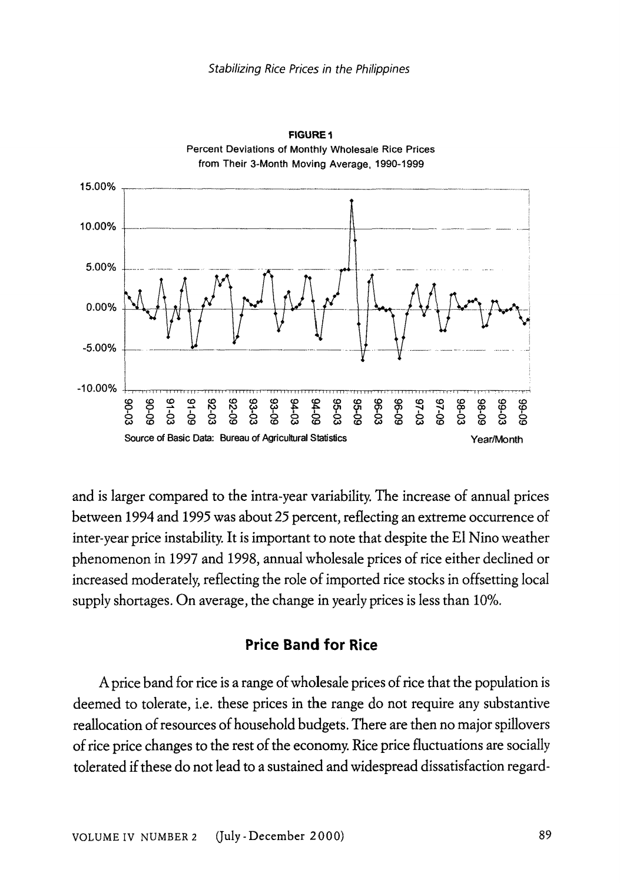**FIGURE 1**
Percent Deviations of Monthly Wholesale Rice Prices from Their 3-Month Moving Average, 1990-1999

Source of Basic Data: Bureau of Agricultural Statistics

and is larger compared to the intra-year variability. The increase of annual prices between 1994 and 1995 was about 25 percent, reflecting an extreme occurrence of inter-year price instability. It is important to note that despite the El Nino weather phenomenon in 1997 and 1998, annual wholesale prices of rice either declined or increased moderately, reflecting the role of imported rice stocks in offsetting local supply shortages. On average, the change in yearly prices is less than 10%.

## Price Band for Rice

A price band for rice is a range of wholesale prices of rice that the population is deemed to tolerate, i.e. these prices in the range do not require any substantive reallocation of resources of household budgets. There are then no major spillovers of rice price changes to the rest of the economy. Rice price fluctuations are socially tolerated if these do not lead to a sustained and widespread dissatisfaction regard-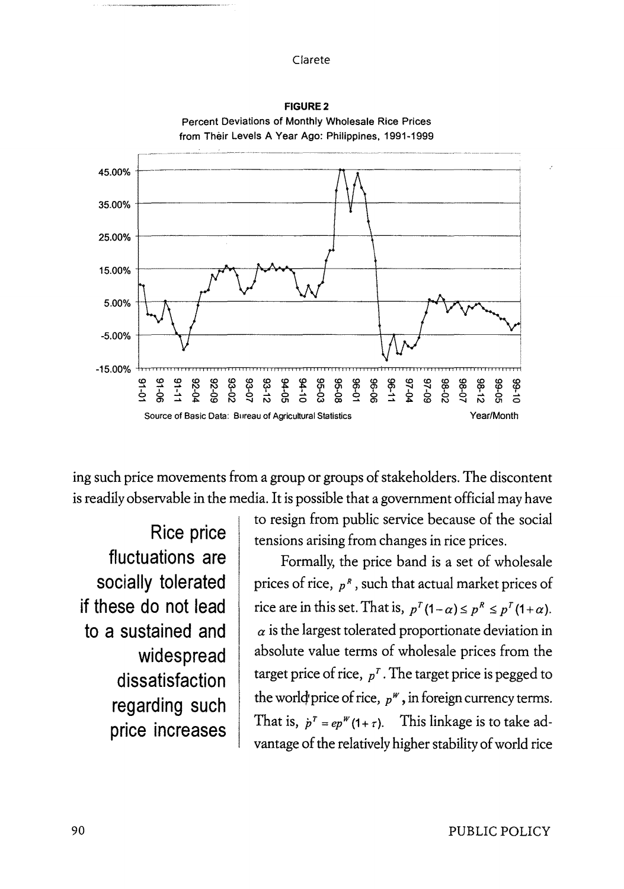**FIGURE 2**
Percent Deviations of Monthly Wholesale Rice Prices from Their Levels A Year Ago: Philippines, 1991-1999

Source of Basic Data: Bureau of Agricultural Statistics

ing such price movements from a group or groups of stakeholders. The discontent is readily observable in the media. It is possible that a government official may have to resign from public service because of the social tensions arising from changes in rice prices.

> **Rice price fluctuations are socially tolerated if these do not lead to a sustained and widespread dissatisfaction regarding such price increases**

Formally, the price band is a set of wholesale prices of rice, $p^R$, such that actual market prices of rice are in this set. That is, $p^T(1-\alpha) \leq p^R \leq p^T(1+\alpha)$. $\alpha$ is the largest tolerated proportionate deviation in absolute value terms of wholesale prices from the target price of rice, $p^T$. The target price is pegged to the world price of rice, $p^W$, in foreign currency terms. That is, $p^T = ep^W(1+\tau)$. This linkage is to take advantage of the relatively higher stability of world rice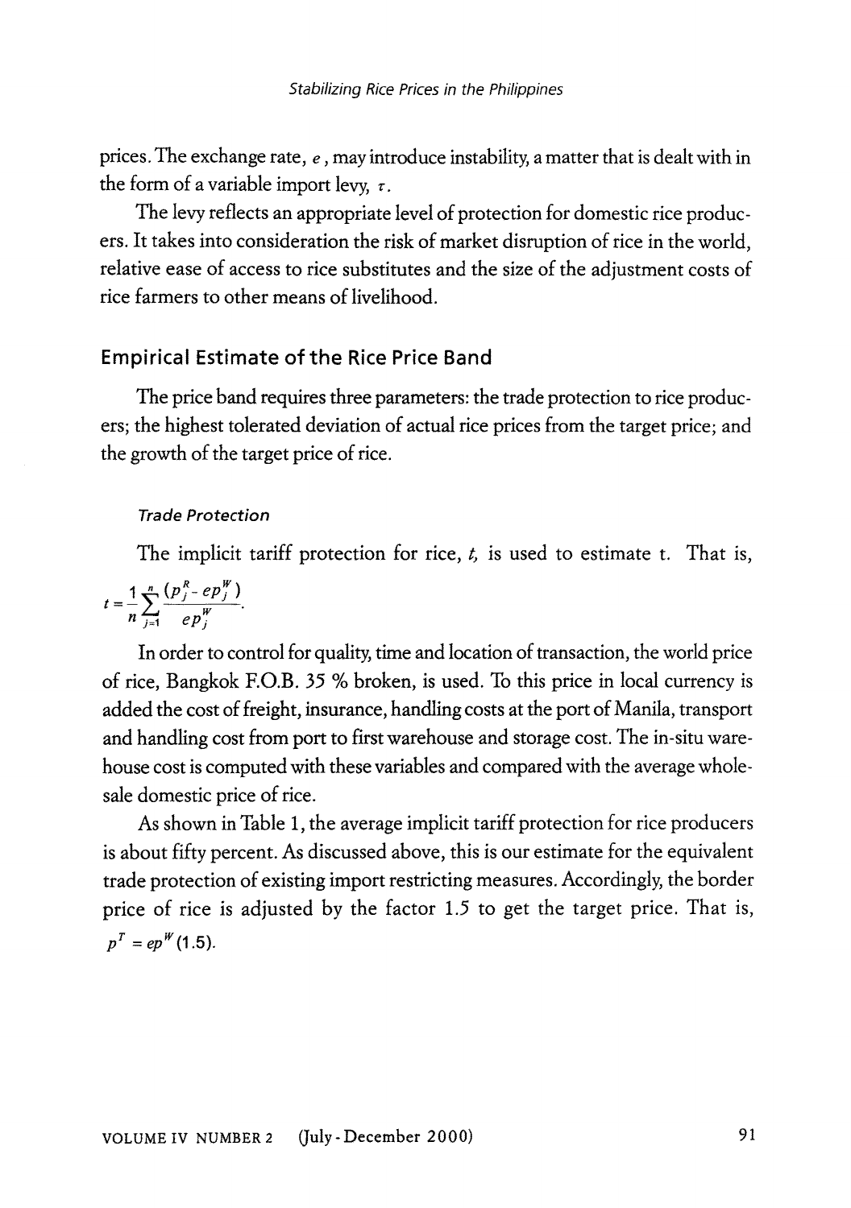prices. The exchange rate, $e$, may introduce instability, a matter that is dealt with in the form of a variable import levy, $\tau$.

The levy reflects an appropriate level of protection for domestic rice producers. It takes into consideration the risk of market disruption of rice in the world, relative ease of access to rice substitutes and the size of the adjustment costs of rice farmers to other means of livelihood.

## Empirical Estimate of the Rice Price Band

The price band requires three parameters: the trade protection to rice producers; the highest tolerated deviation of actual rice prices from the target price; and the growth of the target price of rice.

### *Trade Protection*

The implicit tariff protection for rice, $t$, is used to estimate t. That is, $t = \frac{1}{n}\sum_{j=1}^{n}\frac{(p_j^R - ep_j^W)}{ep_j^W}$.

In order to control for quality, time and location of transaction, the world price of rice, Bangkok F.O.B. 35 % broken, is used. To this price in local currency is added the cost of freight, insurance, handling costs at the port of Manila, transport and handling cost from port to first warehouse and storage cost. The in-situ warehouse cost is computed with these variables and compared with the average wholesale domestic price of rice.

As shown in Table 1, the average implicit tariff protection for rice producers is about fifty percent. As discussed above, this is our estimate for the equivalent trade protection of existing import restricting measures. Accordingly, the border price of rice is adjusted by the factor 1.5 to get the target price. That is, $p^T = ep^W(1.5)$.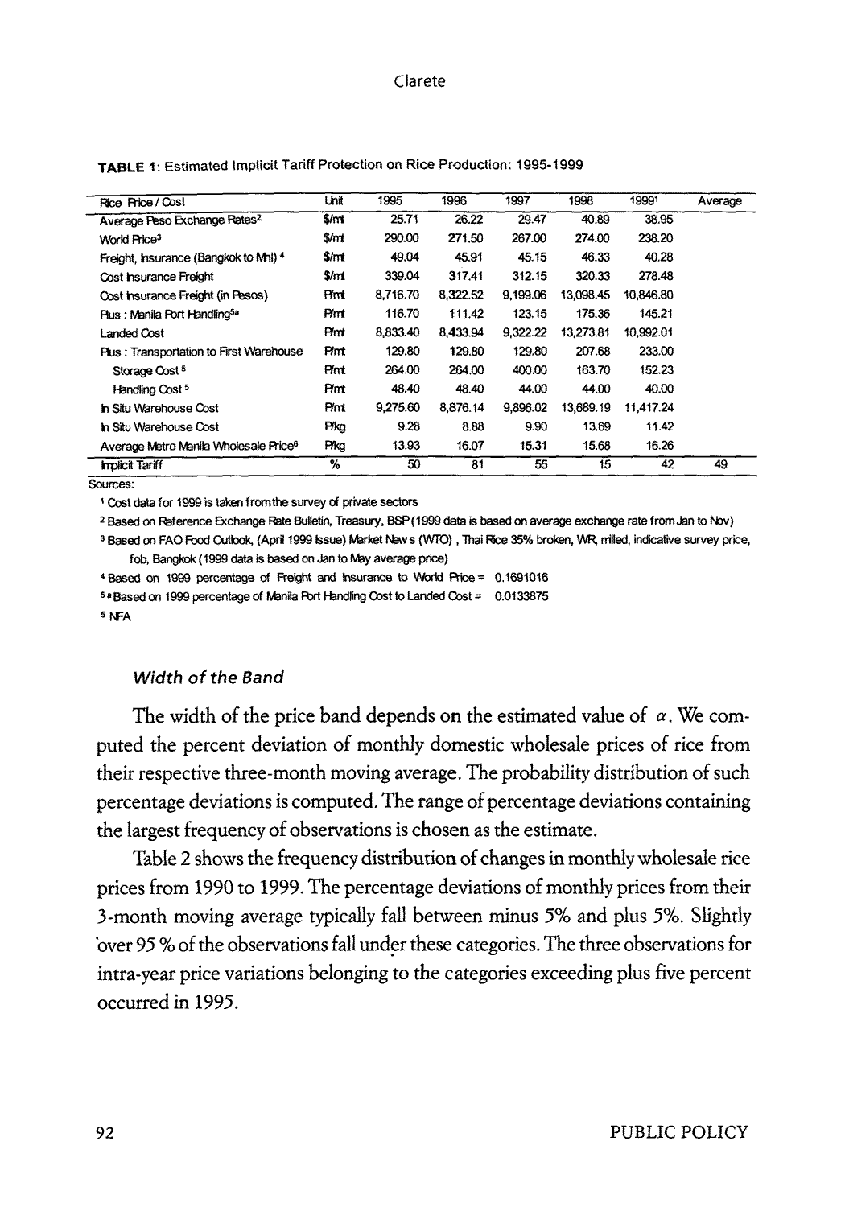**TABLE 1**: Estimated Implicit Tariff Protection on Rice Production: 1995-1999

| Rice Price / Cost | Unit | 1995 | 1996 | 1997 | 1998 | 1999[1] | Average |
|---|---|---|---|---|---|---|---|
| Average Peso Exchange Rates[2] | $/mt | 25.71 | 26.22 | 29.47 | 40.89 | 38.95 | |
| World Price[3] | $/mt | 290.00 | 271.50 | 267.00 | 274.00 | 238.20 | |
| Freight, Insurance (Bangkok to Mnl) [4] | $/mt | 49.04 | 45.91 | 45.15 | 46.33 | 40.28 | |
| Cost Insurance Freight | $/mt | 339.04 | 317.41 | 312.15 | 320.33 | 278.48 | |
| Cost Insurance Freight (in Pesos) | P/mt | 8,716.70 | 8,322.52 | 9,199.06 | 13,098.45 | 10,846.80 | |
| Plus : Manila Port Handling[5a] | P/mt | 116.70 | 111.42 | 123.15 | 175.36 | 145.21 | |
| Landed Cost | P/mt | 8,833.40 | 8,433.94 | 9,322.22 | 13,273.81 | 10,992.01 | |
| Plus : Transportation to First Warehouse | P/mt | 129.80 | 129.80 | 129.80 | 207.68 | 233.00 | |
| Storage Cost [5] | P/mt | 264.00 | 264.00 | 400.00 | 163.70 | 152.23 | |
| Handling Cost [5] | P/mt | 48.40 | 48.40 | 44.00 | 44.00 | 40.00 | |
| In Situ Warehouse Cost | P/mt | 9,275.60 | 8,876.14 | 9,896.02 | 13,689.19 | 11,417.24 | |
| In Situ Warehouse Cost | P/kg | 9.28 | 8.88 | 9.90 | 13.69 | 11.42 | |
| Average Metro Manila Wholesale Price[6] | P/kg | 13.93 | 16.07 | 15.31 | 15.68 | 16.26 | |
| Implicit Tariff | % | 50 | 81 | 55 | 15 | 42 | 49 |

Sources:

[1] Cost data for 1999 is taken from the survey of private sectors

[2] Based on Reference Exchange Rate Bulletin, Treasury, BSP (1999 data is based on average exchange rate from Jan to Nov)

[3] Based on FAO Food Outlook, (April 1999 Issue) Market News (WTO), Thai Rice 35% broken, WR, milled, indicative survey price, fob, Bangkok (1999 data is based on Jan to May average price)

[4] Based on 1999 percentage of Freight and Insurance to World Price = 0.1691016

[5a] Based on 1999 percentage of Manila Port Handling Cost to Landed Cost = 0.0133875

[5] NFA

### *Width of the Band*

The width of the price band depends on the estimated value of $\alpha$. We computed the percent deviation of monthly domestic wholesale prices of rice from their respective three-month moving average. The probability distribution of such percentage deviations is computed. The range of percentage deviations containing the largest frequency of observations is chosen as the estimate.

Table 2 shows the frequency distribution of changes in monthly wholesale rice prices from 1990 to 1999. The percentage deviations of monthly prices from their 3-month moving average typically fall between minus 5% and plus 5%. Slightly over 95 % of the observations fall under these categories. The three observations for intra-year price variations belonging to the categories exceeding plus five percent occurred in 1995.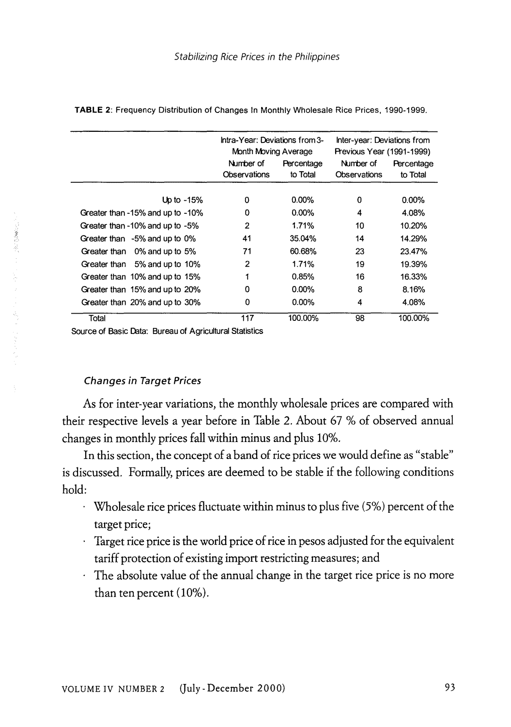**TABLE 2**: Frequency Distribution of Changes In Monthly Wholesale Rice Prices, 1990-1999.

| | Intra-Year: Deviations from 3-Month Moving Average | | Inter-year: Deviations from Previous Year (1991-1999) | |
|---|---|---|---|---|
| | Number of Observations | Percentage to Total | Number of Observations | Percentage to Total |
| Up to -15% | 0 | 0.00% | 0 | 0.00% |
| Greater than -15% and up to -10% | 0 | 0.00% | 4 | 4.08% |
| Greater than -10% and up to -5% | 2 | 1.71% | 10 | 10.20% |
| Greater than -5% and up to 0% | 41 | 35.04% | 14 | 14.29% |
| Greater than 0% and up to 5% | 71 | 60.68% | 23 | 23.47% |
| Greater than 5% and up to 10% | 2 | 1.71% | 19 | 19.39% |
| Greater than 10% and up to 15% | 1 | 0.85% | 16 | 16.33% |
| Greater than 15% and up to 20% | 0 | 0.00% | 8 | 8.16% |
| Greater than 20% and up to 30% | 0 | 0.00% | 4 | 4.08% |
| Total | 117 | 100.00% | 98 | 100.00% |

Source of Basic Data: Bureau of Agricultural Statistics

### *Changes in Target Prices*

As for inter-year variations, the monthly wholesale prices are compared with their respective levels a year before in Table 2. About 67 % of observed annual changes in monthly prices fall within minus and plus 10%.

In this section, the concept of a band of rice prices we would define as "stable" is discussed. Formally, prices are deemed to be stable if the following conditions hold:

- Wholesale rice prices fluctuate within minus to plus five (5%) percent of the target price;
- Target rice price is the world price of rice in pesos adjusted for the equivalent tariff protection of existing import restricting measures; and
- The absolute value of the annual change in the target rice price is no more than ten percent (10%).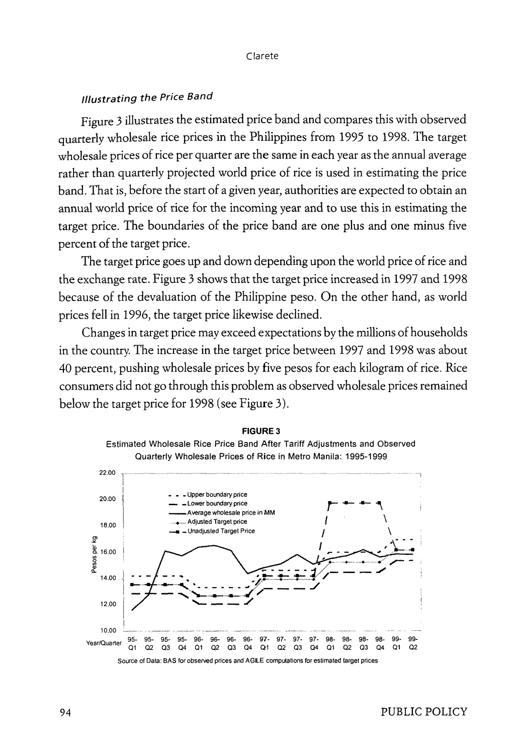### *Illustrating the Price Band*

Figure 3 illustrates the estimated price band and compares this with observed quarterly wholesale rice prices in the Philippines from 1995 to 1998. The target wholesale prices of rice per quarter are the same in each year as the annual average rather than quarterly projected world price of rice is used in estimating the price band. That is, before the start of a given year, authorities are expected to obtain an annual world price of rice for the incoming year and to use this in estimating the target price. The boundaries of the price band are one plus and one minus five percent of the target price.

The target price goes up and down depending upon the world price of rice and the exchange rate. Figure 3 shows that the target price increased in 1997 and 1998 because of the devaluation of the Philippine peso. On the other hand, as world prices fell in 1996, the target price likewise declined.

Changes in target price may exceed expectations by the millions of households in the country. The increase in the target price between 1997 and 1998 was about 40 percent, pushing wholesale prices by five pesos for each kilogram of rice. Rice consumers did not go through this problem as observed wholesale prices remained below the target price for 1998 (see Figure 3).

**FIGURE 3**

Estimated Wholesale Rice Price Band After Tariff Adjustments and Observed Quarterly Wholesale Prices of Rice in Metro Manila: 1995-1999

Source of Data: BAS for observed prices and AGILE computations for estimated target prices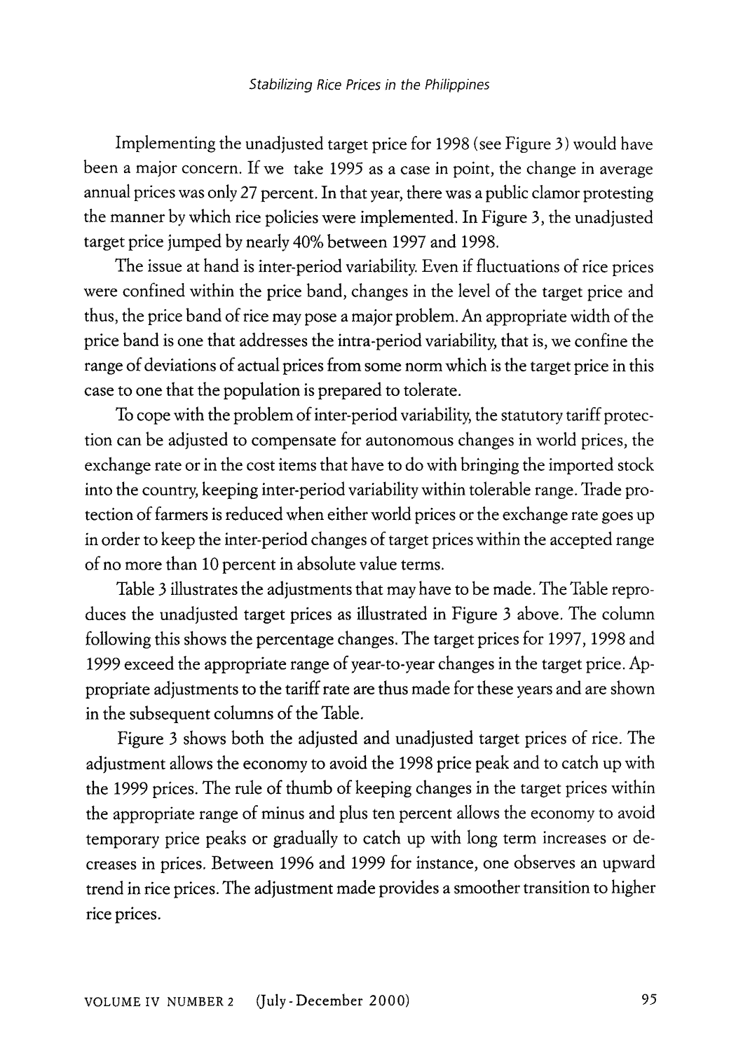Implementing the unadjusted target price for 1998 (see Figure 3) would have been a major concern. If we take 1995 as a case in point, the change in average annual prices was only 27 percent. In that year, there was a public clamor protesting the manner by which rice policies were implemented. In Figure 3, the unadjusted target price jumped by nearly 40% between 1997 and 1998.

The issue at hand is inter-period variability. Even if fluctuations of rice prices were confined within the price band, changes in the level of the target price and thus, the price band of rice may pose a major problem. An appropriate width of the price band is one that addresses the intra-period variability, that is, we confine the range of deviations of actual prices from some norm which is the target price in this case to one that the population is prepared to tolerate.

To cope with the problem of inter-period variability, the statutory tariff protection can be adjusted to compensate for autonomous changes in world prices, the exchange rate or in the cost items that have to do with bringing the imported stock into the country, keeping inter-period variability within tolerable range. Trade protection of farmers is reduced when either world prices or the exchange rate goes up in order to keep the inter-period changes of target prices within the accepted range of no more than 10 percent in absolute value terms.

Table 3 illustrates the adjustments that may have to be made. The Table reproduces the unadjusted target prices as illustrated in Figure 3 above. The column following this shows the percentage changes. The target prices for 1997, 1998 and 1999 exceed the appropriate range of year-to-year changes in the target price. Appropriate adjustments to the tariff rate are thus made for these years and are shown in the subsequent columns of the Table.

Figure 3 shows both the adjusted and unadjusted target prices of rice. The adjustment allows the economy to avoid the 1998 price peak and to catch up with the 1999 prices. The rule of thumb of keeping changes in the target prices within the appropriate range of minus and plus ten percent allows the economy to avoid temporary price peaks or gradually to catch up with long term increases or decreases in prices. Between 1996 and 1999 for instance, one observes an upward trend in rice prices. The adjustment made provides a smoother transition to higher rice prices.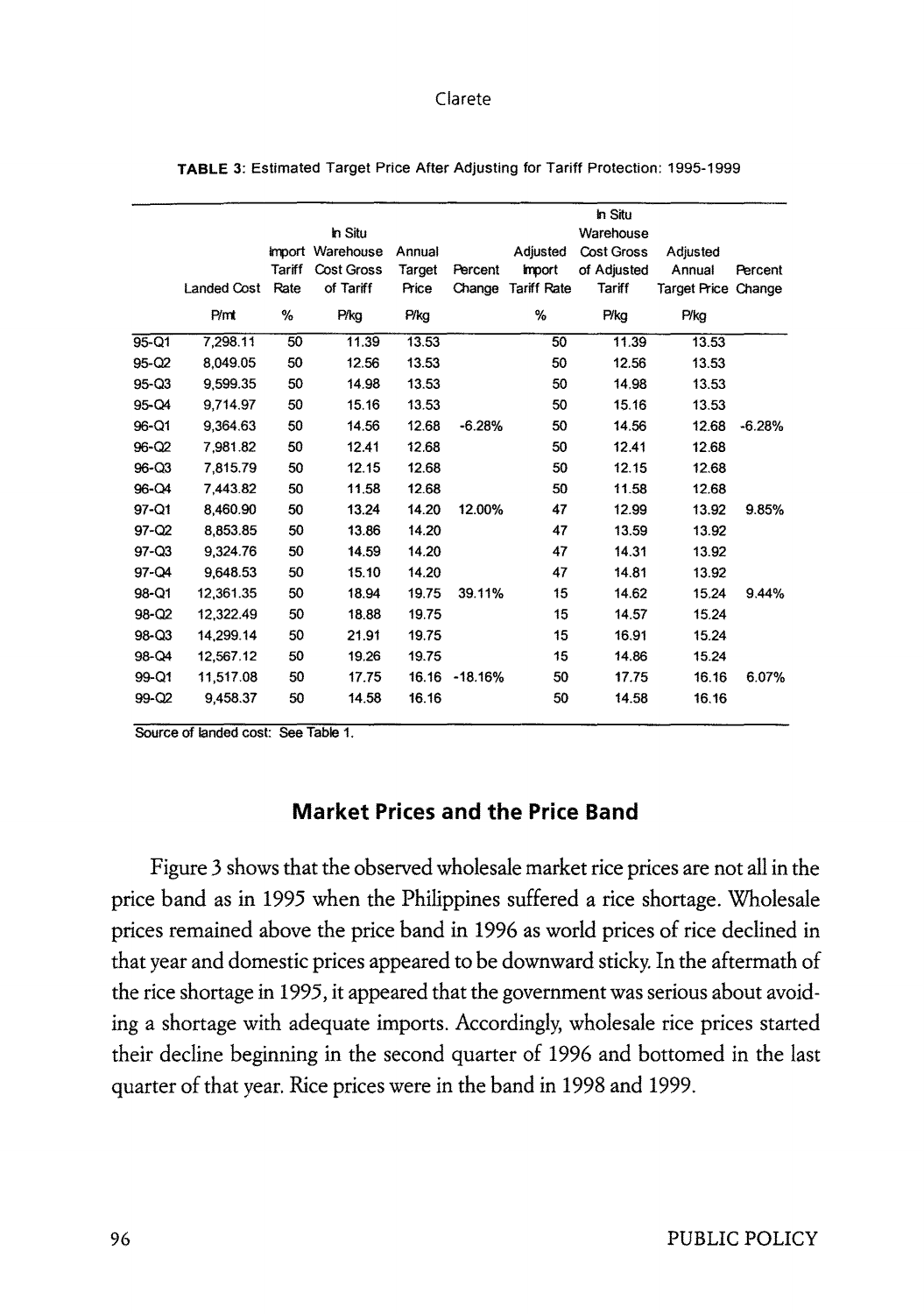**TABLE 3**: Estimated Target Price After Adjusting for Tariff Protection: 1995-1999

| | Landed Cost | Import Tariff Rate | In Situ Warehouse Cost Gross of Tariff | Annual Target Price | Percent Change | Adjusted Import Tariff Rate | In Situ Warehouse Cost Gross of Adjusted Tariff | Adjusted Annual Target Price | Percent Change |
|---|---|---|---|---|---|---|---|---|---|
| | P/mt | % | P/kg | P/kg | | % | P/kg | P/kg | |
| 95-Q1 | 7,298.11 | 50 | 11.39 | 13.53 | | 50 | 11.39 | 13.53 | |
| 95-Q2 | 8,049.05 | 50 | 12.56 | 13.53 | | 50 | 12.56 | 13.53 | |
| 95-Q3 | 9,599.35 | 50 | 14.98 | 13.53 | | 50 | 14.98 | 13.53 | |
| 95-Q4 | 9,714.97 | 50 | 15.16 | 13.53 | | 50 | 15.16 | 13.53 | |
| 96-Q1 | 9,364.63 | 50 | 14.56 | 12.68 | -6.28% | 50 | 14.56 | 12.68 | -6.28% |
| 96-Q2 | 7,981.82 | 50 | 12.41 | 12.68 | | 50 | 12.41 | 12.68 | |
| 96-Q3 | 7,815.79 | 50 | 12.15 | 12.68 | | 50 | 12.15 | 12.68 | |
| 96-Q4 | 7,443.82 | 50 | 11.58 | 12.68 | | 50 | 11.58 | 12.68 | |
| 97-Q1 | 8,460.90 | 50 | 13.24 | 14.20 | 12.00% | 47 | 12.99 | 13.92 | 9.85% |
| 97-Q2 | 8,853.85 | 50 | 13.86 | 14.20 | | 47 | 13.59 | 13.92 | |
| 97-Q3 | 9,324.76 | 50 | 14.59 | 14.20 | | 47 | 14.31 | 13.92 | |
| 97-Q4 | 9,648.53 | 50 | 15.10 | 14.20 | | 47 | 14.81 | 13.92 | |
| 98-Q1 | 12,361.35 | 50 | 18.94 | 19.75 | 39.11% | 15 | 14.62 | 15.24 | 9.44% |
| 98-Q2 | 12,322.49 | 50 | 18.88 | 19.75 | | 15 | 14.57 | 15.24 | |
| 98-Q3 | 14,299.14 | 50 | 21.91 | 19.75 | | 15 | 16.91 | 15.24 | |
| 98-Q4 | 12,567.12 | 50 | 19.26 | 19.75 | | 15 | 14.86 | 15.24 | |
| 99-Q1 | 11,517.08 | 50 | 17.75 | 16.16 | -18.16% | 50 | 17.75 | 16.16 | 6.07% |
| 99-Q2 | 9,458.37 | 50 | 14.58 | 16.16 | | 50 | 14.58 | 16.16 | |

Source of landed cost: See Table 1.

## Market Prices and the Price Band

Figure 3 shows that the observed wholesale market rice prices are not all in the price band as in 1995 when the Philippines suffered a rice shortage. Wholesale prices remained above the price band in 1996 as world prices of rice declined in that year and domestic prices appeared to be downward sticky. In the aftermath of the rice shortage in 1995, it appeared that the government was serious about avoiding a shortage with adequate imports. Accordingly, wholesale rice prices started their decline beginning in the second quarter of 1996 and bottomed in the last quarter of that year. Rice prices were in the band in 1998 and 1999.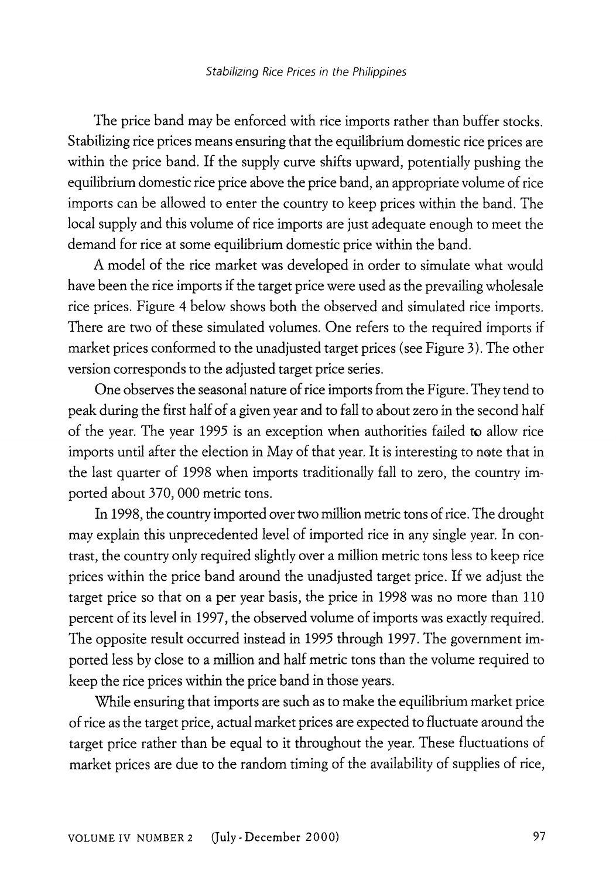The price band may be enforced with rice imports rather than buffer stocks. Stabilizing rice prices means ensuring that the equilibrium domestic rice prices are within the price band. If the supply curve shifts upward, potentially pushing the equilibrium domestic rice price above the price band, an appropriate volume of rice imports can be allowed to enter the country to keep prices within the band. The local supply and this volume of rice imports are just adequate enough to meet the demand for rice at some equilibrium domestic price within the band.

A model of the rice market was developed in order to simulate what would have been the rice imports if the target price were used as the prevailing wholesale rice prices. Figure 4 below shows both the observed and simulated rice imports. There are two of these simulated volumes. One refers to the required imports if market prices conformed to the unadjusted target prices (see Figure 3). The other version corresponds to the adjusted target price series.

One observes the seasonal nature of rice imports from the Figure. They tend to peak during the first half of a given year and to fall to about zero in the second half of the year. The year 1995 is an exception when authorities failed to allow rice imports until after the election in May of that year. It is interesting to note that in the last quarter of 1998 when imports traditionally fall to zero, the country imported about 370, 000 metric tons.

In 1998, the country imported over two million metric tons of rice. The drought may explain this unprecedented level of imported rice in any single year. In contrast, the country only required slightly over a million metric tons less to keep rice prices within the price band around the unadjusted target price. If we adjust the target price so that on a per year basis, the price in 1998 was no more than 110 percent of its level in 1997, the observed volume of imports was exactly required. The opposite result occurred instead in 1995 through 1997. The government imported less by close to a million and half metric tons than the volume required to keep the rice prices within the price band in those years.

While ensuring that imports are such as to make the equilibrium market price of rice as the target price, actual market prices are expected to fluctuate around the target price rather than be equal to it throughout the year. These fluctuations of market prices are due to the random timing of the availability of supplies of rice,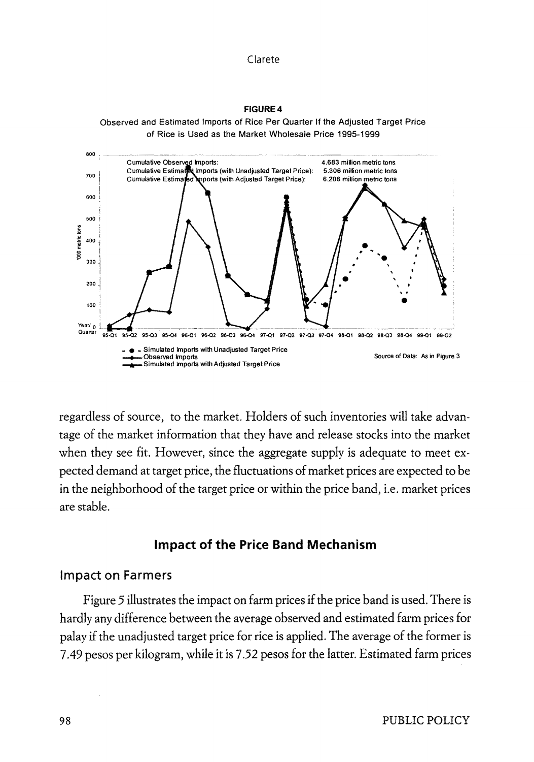**FIGURE 4**

Observed and Estimated Imports of Rice Per Quarter If the Adjusted Target Price of Rice is Used as the Market Wholesale Price 1995-1999

Cumulative Observed Imports: 4.683 million metric tons
Cumulative Estimated Imports (with Unadjusted Target Price): 5.306 million metric tons
Cumulative Estimated Imports (with Adjusted Target Price): 6.206 million metric tons

- ● - Simulated Imports with Unadjusted Target Price
—◆— Observed Imports
—▲— Simulated Imports with Adjusted Target Price

Source of Data: As in Figure 3

regardless of source, to the market. Holders of such inventories will take advantage of the market information that they have and release stocks into the market when they see fit. However, since the aggregate supply is adequate to meet expected demand at target price, the fluctuations of market prices are expected to be in the neighborhood of the target price or within the price band, i.e. market prices are stable.

## Impact of the Price Band Mechanism

### Impact on Farmers

Figure 5 illustrates the impact on farm prices if the price band is used. There is hardly any difference between the average observed and estimated farm prices for palay if the unadjusted target price for rice is applied. The average of the former is 7.49 pesos per kilogram, while it is 7.52 pesos for the latter. Estimated farm prices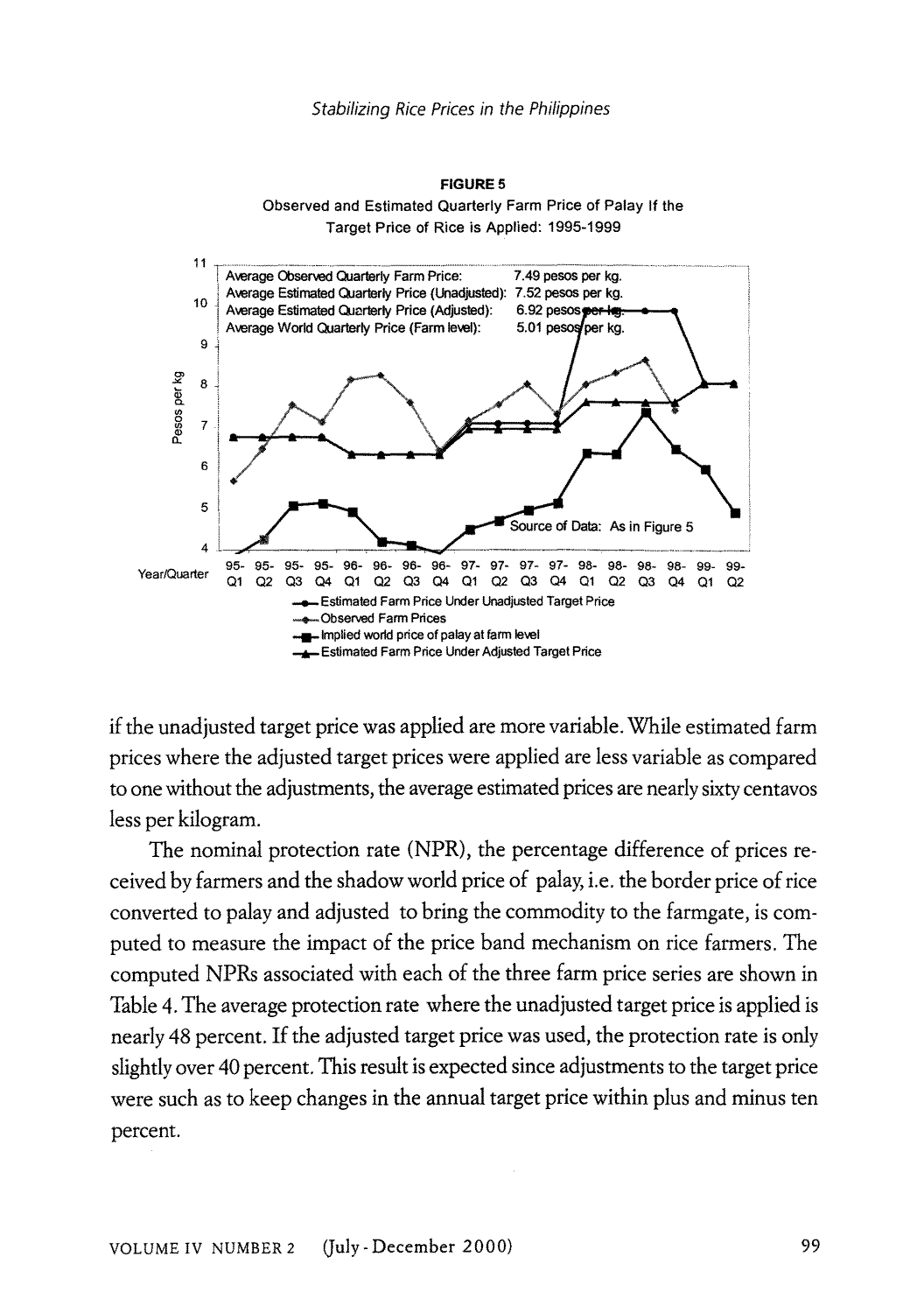**FIGURE 5**
Observed and Estimated Quarterly Farm Price of Palay If the Target Price of Rice is Applied: 1995-1999

Average Observed Quarterly Farm Price: 7.49 pesos per kg.
Average Estimated Quarterly Price (Unadjusted): 7.52 pesos per kg.
Average Estimated Quarterly Price (Adjusted): 6.92 pesos per kg.
Average World Quarterly Price (Farm level): 5.01 pesos per kg.

Source of Data: As in Figure 5

- Estimated Farm Price Under Unadjusted Target Price
- Observed Farm Prices
- Implied world price of palay at farm level
- Estimated Farm Price Under Adjusted Target Price

if the unadjusted target price was applied are more variable. While estimated farm prices where the adjusted target prices were applied are less variable as compared to one without the adjustments, the average estimated prices are nearly sixty centavos less per kilogram.

The nominal protection rate (NPR), the percentage difference of prices received by farmers and the shadow world price of palay, i.e. the border price of rice converted to palay and adjusted to bring the commodity to the farmgate, is computed to measure the impact of the price band mechanism on rice farmers. The computed NPRs associated with each of the three farm price series are shown in Table 4. The average protection rate where the unadjusted target price is applied is nearly 48 percent. If the adjusted target price was used, the protection rate is only slightly over 40 percent. This result is expected since adjustments to the target price were such as to keep changes in the annual target price within plus and minus ten percent.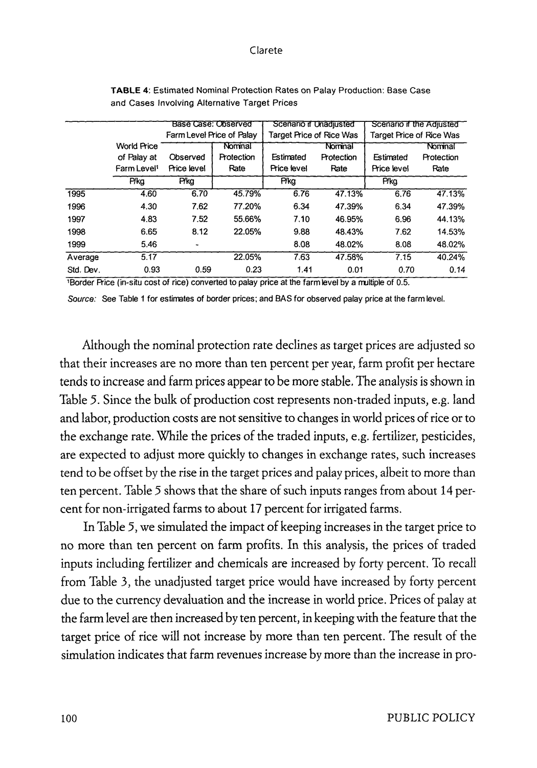**TABLE 4:** Estimated Nominal Protection Rates on Palay Production: Base Case and Cases Involving Alternative Target Prices

| | World Price of Palay at Farm Level[1] | Base Case: Observed Farm Level Price of Palay | | Scenario if Unadjusted Target Price of Rice Was | | Scenario if the Adjusted Target Price of Rice Was | |
|---|---|---|---|---|---|---|---|
| | | Observed Price level | Nominal Protection Rate | Estimated Price level | Nominal Protection Rate | Estimated Price level | Nominal Protection Rate |
| | P/kg | P/kg | | P/kg | | P/kg | |
| 1995 | 4.60 | 6.70 | 45.79% | 6.76 | 47.13% | 6.76 | 47.13% |
| 1996 | 4.30 | 7.62 | 77.20% | 6.34 | 47.39% | 6.34 | 47.39% |
| 1997 | 4.83 | 7.52 | 55.66% | 7.10 | 46.95% | 6.96 | 44.13% |
| 1998 | 6.65 | 8.12 | 22.05% | 9.88 | 48.43% | 7.62 | 14.53% |
| 1999 | 5.46 | - | | 8.08 | 48.02% | 8.08 | 48.02% |
| Average | 5.17 | | 22.05% | 7.63 | 47.58% | 7.15 | 40.24% |
| Std. Dev. | 0.93 | 0.59 | 0.23 | 1.41 | 0.01 | 0.70 | 0.14 |

[1]Border Price (in-situ cost of rice) converted to palay price at the farm level by a multiple of 0.5.

*Source:* See Table 1 for estimates of border prices; and BAS for observed palay price at the farm level.

Although the nominal protection rate declines as target prices are adjusted so that their increases are no more than ten percent per year, farm profit per hectare tends to increase and farm prices appear to be more stable. The analysis is shown in Table 5. Since the bulk of production cost represents non-traded inputs, e.g. land and labor, production costs are not sensitive to changes in world prices of rice or to the exchange rate. While the prices of the traded inputs, e.g. fertilizer, pesticides, are expected to adjust more quickly to changes in exchange rates, such increases tend to be offset by the rise in the target prices and palay prices, albeit to more than ten percent. Table 5 shows that the share of such inputs ranges from about 14 percent for non-irrigated farms to about 17 percent for irrigated farms.

In Table 5, we simulated the impact of keeping increases in the target price to no more than ten percent on farm profits. In this analysis, the prices of traded inputs including fertilizer and chemicals are increased by forty percent. To recall from Table 3, the unadjusted target price would have increased by forty percent due to the currency devaluation and the increase in world price. Prices of palay at the farm level are then increased by ten percent, in keeping with the feature that the target price of rice will not increase by more than ten percent. The result of the simulation indicates that farm revenues increase by more than the increase in pro-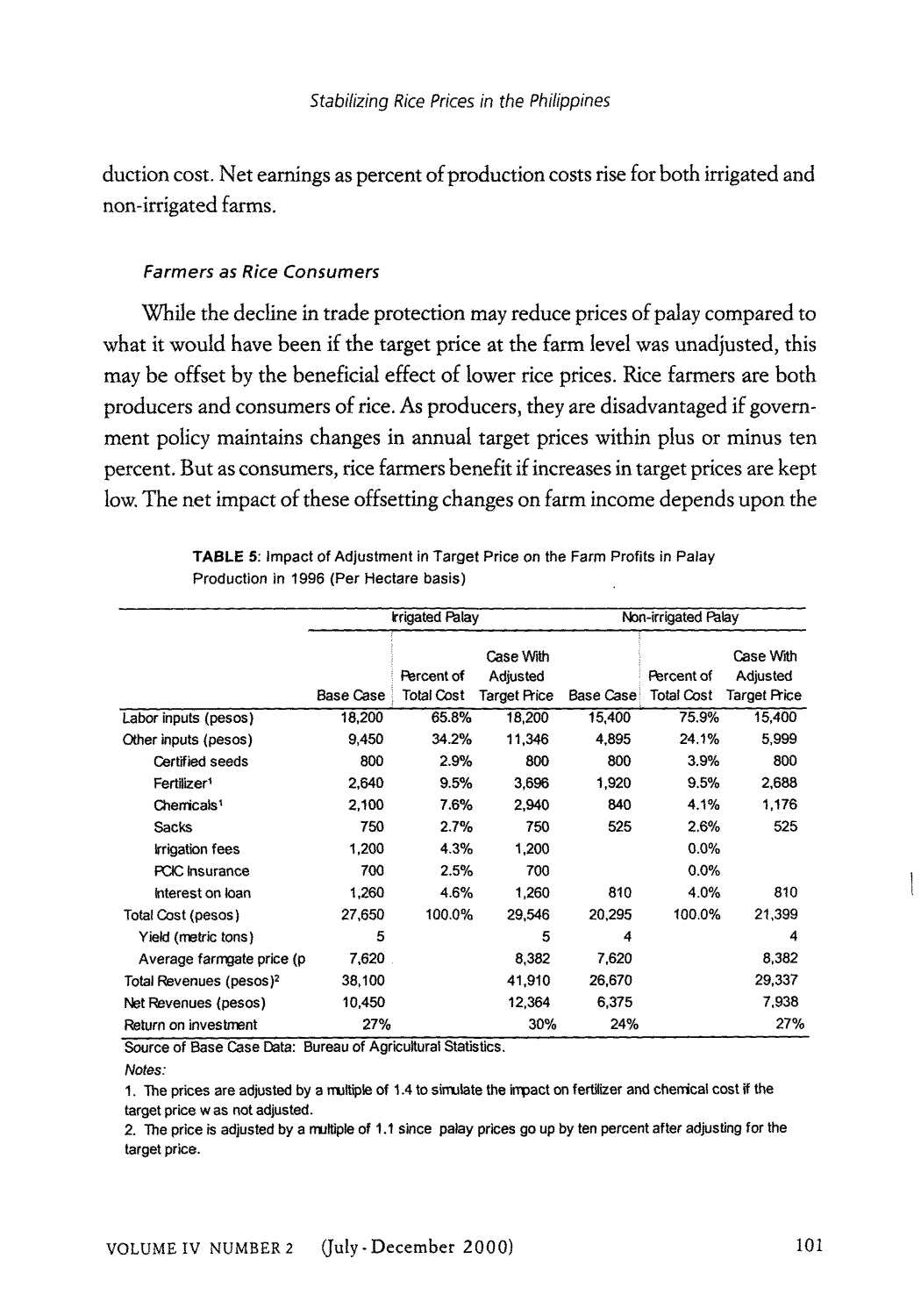duction cost. Net earnings as percent of production costs rise for both irrigated and non-irrigated farms.

### *Farmers as Rice Consumers*

While the decline in trade protection may reduce prices of palay compared to what it would have been if the target price at the farm level was unadjusted, this may be offset by the beneficial effect of lower rice prices. Rice farmers are both producers and consumers of rice. As producers, they are disadvantaged if government policy maintains changes in annual target prices within plus or minus ten percent. But as consumers, rice farmers benefit if increases in target prices are kept low. The net impact of these offsetting changes on farm income depends upon the

**TABLE 5**: Impact of Adjustment in Target Price on the Farm Profits in Palay Production in 1996 (Per Hectare basis)

| | Irrigated Palay | | | Non-irrigated Palay | | |
|---|---|---|---|---|---|---|
| | Base Case | Percent of Total Cost | Case With Adjusted Target Price | Base Case | Percent of Total Cost | Case With Adjusted Target Price |
| Labor inputs (pesos) | 18,200 | 65.8% | 18,200 | 15,400 | 75.9% | 15,400 |
| Other inputs (pesos) | 9,450 | 34.2% | 11,346 | 4,895 | 24.1% | 5,999 |
| Certified seeds | 800 | 2.9% | 800 | 800 | 3.9% | 800 |
| Fertilizer[1] | 2,640 | 9.5% | 3,696 | 1,920 | 9.5% | 2,688 |
| Chemicals[1] | 2,100 | 7.6% | 2,940 | 840 | 4.1% | 1,176 |
| Sacks | 750 | 2.7% | 750 | 525 | 2.6% | 525 |
| Irrigation fees | 1,200 | 4.3% | 1,200 | | 0.0% | |
| PCIC Insurance | 700 | 2.5% | 700 | | 0.0% | |
| Interest on loan | 1,260 | 4.6% | 1,260 | 810 | 4.0% | 810 |
| Total Cost (pesos) | 27,650 | 100.0% | 29,546 | 20,295 | 100.0% | 21,399 |
| Yield (metric tons) | 5 | | 5 | 4 | | 4 |
| Average farmgate price (p | 7,620 | | 8,382 | 7,620 | | 8,382 |
| Total Revenues (pesos)[2] | 38,100 | | 41,910 | 26,670 | | 29,337 |
| Net Revenues (pesos) | 10,450 | | 12,364 | 6,375 | | 7,938 |
| Return on investment | 27% | | 30% | 24% | | 27% |

Source of Base Case Data: Bureau of Agricultural Statistics.

*Notes:*

1. The prices are adjusted by a multiple of 1.4 to simulate the impact on fertilizer and chemical cost if the target price w as not adjusted.
2. The price is adjusted by a multiple of 1.1 since palay prices go up by ten percent after adjusting for the target price.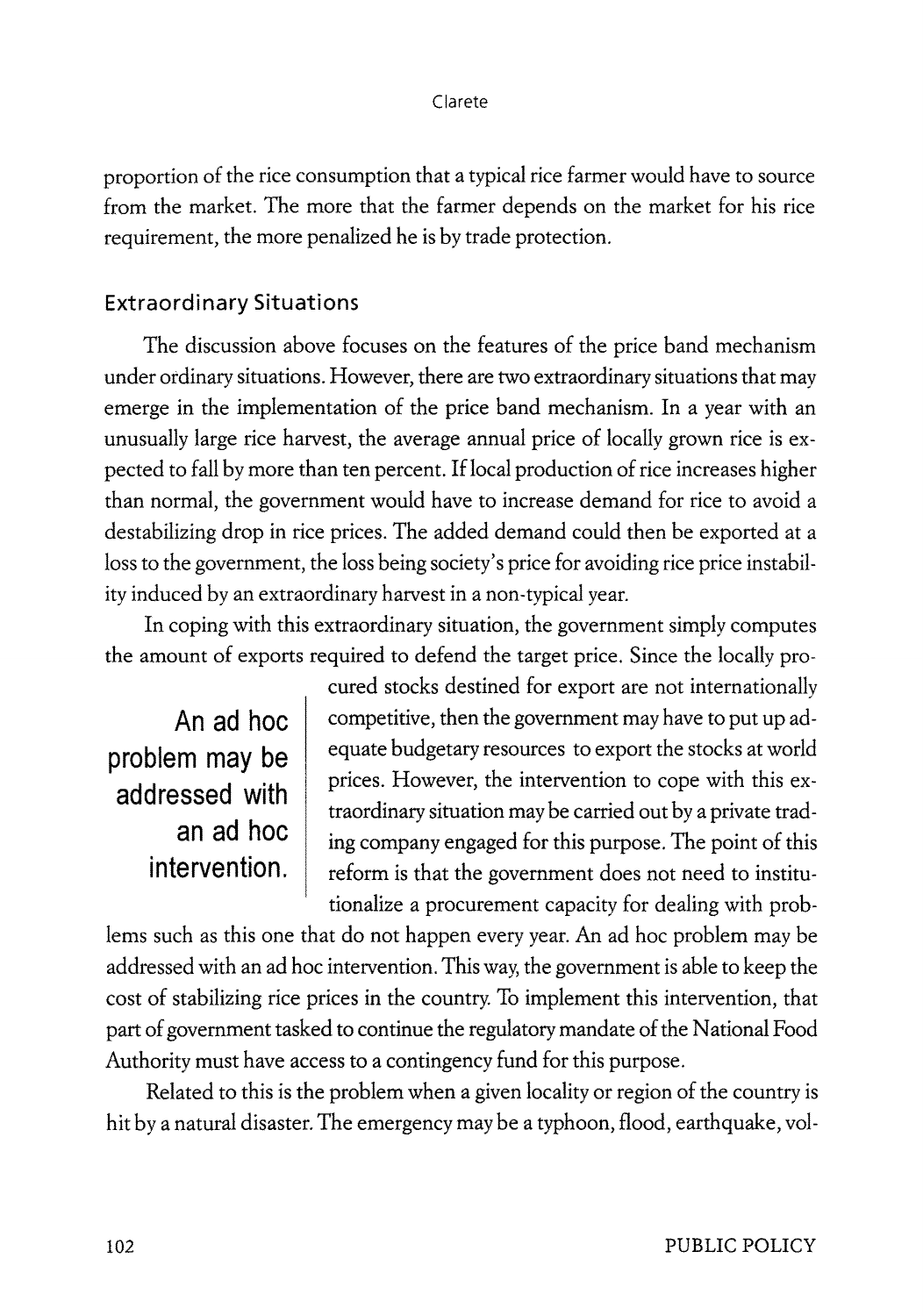proportion of the rice consumption that a typical rice farmer would have to source from the market. The more that the farmer depends on the market for his rice requirement, the more penalized he is by trade protection.

### Extraordinary Situations

The discussion above focuses on the features of the price band mechanism under ordinary situations. However, there are two extraordinary situations that may emerge in the implementation of the price band mechanism. In a year with an unusually large rice harvest, the average annual price of locally grown rice is expected to fall by more than ten percent. If local production of rice increases higher than normal, the government would have to increase demand for rice to avoid a destabilizing drop in rice prices. The added demand could then be exported at a loss to the government, the loss being society's price for avoiding rice price instability induced by an extraordinary harvest in a non-typical year.

In coping with this extraordinary situation, the government simply computes the amount of exports required to defend the target price. Since the locally procured stocks destined for export are not internationally competitive, then the government may have to put up adequate budgetary resources to export the stocks at world prices. However, the intervention to cope with this extraordinary situation may be carried out by a private trading company engaged for this purpose. The point of this reform is that the government does not need to institutionalize a procurement capacity for dealing with problems such as this one that do not happen every year. An ad hoc problem may be addressed with an ad hoc intervention. This way, the government is able to keep the cost of stabilizing rice prices in the country. To implement this intervention, that part of government tasked to continue the regulatory mandate of the National Food Authority must have access to a contingency fund for this purpose.

> **An ad hoc problem may be addressed with an ad hoc intervention.**

Related to this is the problem when a given locality or region of the country is hit by a natural disaster. The emergency may be a typhoon, flood, earthquake, vol-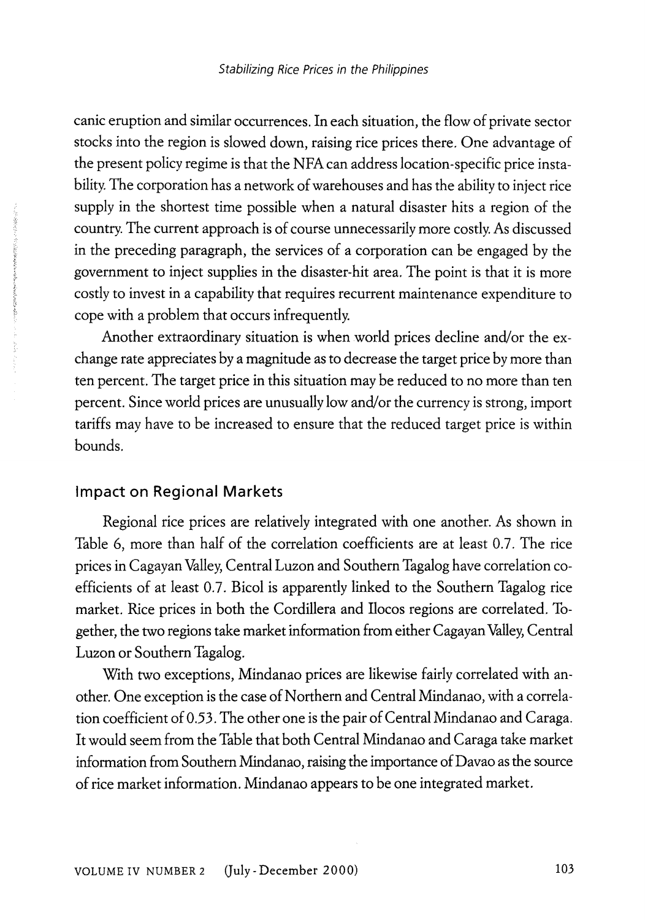canic eruption and similar occurrences. In each situation, the flow of private sector stocks into the region is slowed down, raising rice prices there. One advantage of the present policy regime is that the NFA can address location-specific price instability. The corporation has a network of warehouses and has the ability to inject rice supply in the shortest time possible when a natural disaster hits a region of the country. The current approach is of course unnecessarily more costly. As discussed in the preceding paragraph, the services of a corporation can be engaged by the government to inject supplies in the disaster-hit area. The point is that it is more costly to invest in a capability that requires recurrent maintenance expenditure to cope with a problem that occurs infrequently.

Another extraordinary situation is when world prices decline and/or the exchange rate appreciates by a magnitude as to decrease the target price by more than ten percent. The target price in this situation may be reduced to no more than ten percent. Since world prices are unusually low and/or the currency is strong, import tariffs may have to be increased to ensure that the reduced target price is within bounds.

## Impact on Regional Markets

Regional rice prices are relatively integrated with one another. As shown in Table 6, more than half of the correlation coefficients are at least 0.7. The rice prices in Cagayan Valley, Central Luzon and Southern Tagalog have correlation coefficients of at least 0.7. Bicol is apparently linked to the Southern Tagalog rice market. Rice prices in both the Cordillera and Ilocos regions are correlated. Together, the two regions take market information from either Cagayan Valley, Central Luzon or Southern Tagalog.

With two exceptions, Mindanao prices are likewise fairly correlated with another. One exception is the case of Northern and Central Mindanao, with a correlation coefficient of 0.53. The other one is the pair of Central Mindanao and Caraga. It would seem from the Table that both Central Mindanao and Caraga take market information from Southern Mindanao, raising the importance of Davao as the source of rice market information. Mindanao appears to be one integrated market.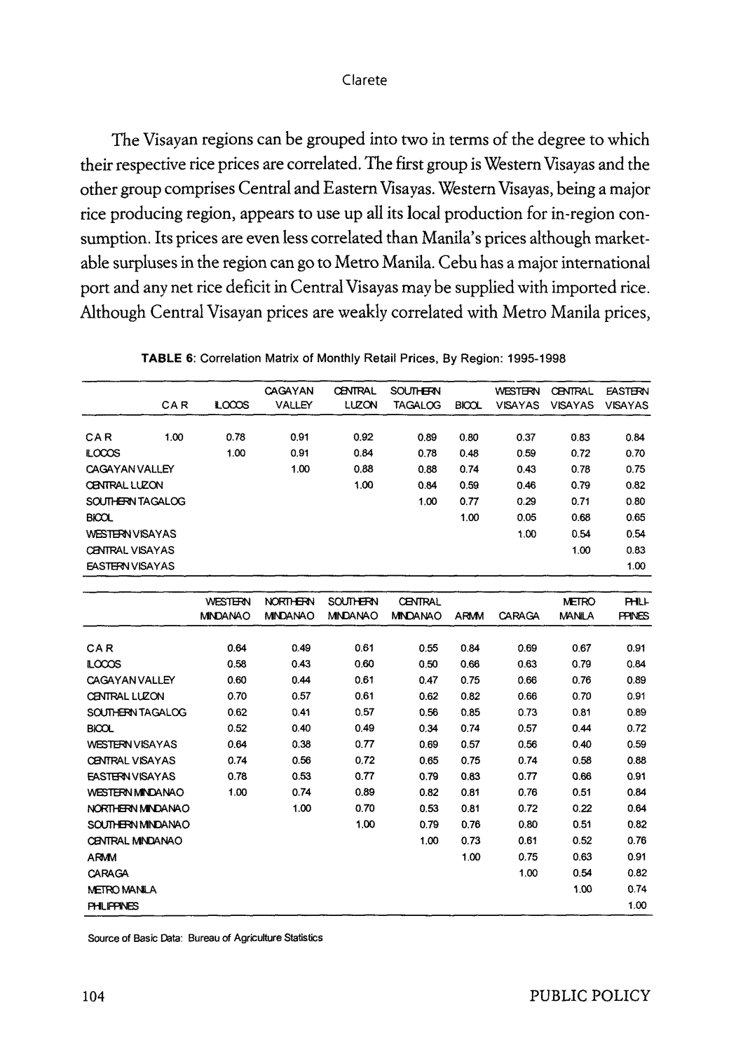The Visayan regions can be grouped into two in terms of the degree to which their respective rice prices are correlated. The first group is Western Visayas and the other group comprises Central and Eastern Visayas. Western Visayas, being a major rice producing region, appears to use up all its local production for in-region consumption. Its prices are even less correlated than Manila's prices although marketable surpluses in the region can go to Metro Manila. Cebu has a major international port and any net rice deficit in Central Visayas may be supplied with imported rice. Although Central Visayan prices are weakly correlated with Metro Manila prices,

**TABLE 6**: Correlation Matrix of Monthly Retail Prices, By Region: 1995-1998

| | CAR | ILOCOS | CAGAYAN VALLEY | CENTRAL LUZON | SOUTHERN TAGALOG | BICOL | WESTERN VISAYAS | CENTRAL VISAYAS | EASTERN VISAYAS |
|---|---|---|---|---|---|---|---|---|---|
| CAR | 1.00 | 0.78 | 0.91 | 0.92 | 0.89 | 0.80 | 0.37 | 0.83 | 0.84 |
| ILOCOS | | 1.00 | 0.91 | 0.84 | 0.78 | 0.48 | 0.59 | 0.72 | 0.70 |
| CAGAYAN VALLEY | | | 1.00 | 0.88 | 0.88 | 0.74 | 0.43 | 0.78 | 0.75 |
| CENTRAL LUZON | | | | 1.00 | 0.84 | 0.59 | 0.46 | 0.79 | 0.82 |
| SOUTHERN TAGALOG | | | | | 1.00 | 0.77 | 0.29 | 0.71 | 0.80 |
| BICOL | | | | | | 1.00 | 0.05 | 0.68 | 0.65 |
| WESTERN VISAYAS | | | | | | | 1.00 | 0.54 | 0.54 |
| CENTRAL VISAYAS | | | | | | | | 1.00 | 0.83 |
| EASTERN VISAYAS | | | | | | | | | 1.00 |

| | WESTERN MINDANAO | NORTHERN MINDANAO | SOUTHERN MINDANAO | CENTRAL MINDANAO | ARMM | CARAGA | METRO MANILA | PHILIPPINES |
|---|---|---|---|---|---|---|---|---|
| CAR | 0.64 | 0.49 | 0.61 | 0.55 | 0.84 | 0.69 | 0.67 | 0.91 |
| ILOCOS | 0.58 | 0.43 | 0.60 | 0.50 | 0.66 | 0.63 | 0.79 | 0.84 |
| CAGAYAN VALLEY | 0.60 | 0.44 | 0.61 | 0.47 | 0.75 | 0.66 | 0.76 | 0.89 |
| CENTRAL LUZON | 0.70 | 0.57 | 0.61 | 0.62 | 0.82 | 0.66 | 0.70 | 0.91 |
| SOUTHERN TAGALOG | 0.62 | 0.41 | 0.57 | 0.56 | 0.85 | 0.73 | 0.81 | 0.89 |
| BICOL | 0.52 | 0.40 | 0.49 | 0.34 | 0.74 | 0.57 | 0.44 | 0.72 |
| WESTERN VISAYAS | 0.64 | 0.38 | 0.77 | 0.69 | 0.57 | 0.56 | 0.40 | 0.59 |
| CENTRAL VISAYAS | 0.74 | 0.56 | 0.72 | 0.65 | 0.75 | 0.74 | 0.58 | 0.88 |
| EASTERN VISAYAS | 0.78 | 0.53 | 0.77 | 0.79 | 0.83 | 0.77 | 0.66 | 0.91 |
| WESTERN MINDANAO | 1.00 | 0.74 | 0.89 | 0.82 | 0.81 | 0.76 | 0.51 | 0.84 |
| NORTHERN MINDANAO | | 1.00 | 0.70 | 0.53 | 0.81 | 0.72 | 0.22 | 0.64 |
| SOUTHERN MINDANAO | | | 1.00 | 0.79 | 0.76 | 0.80 | 0.51 | 0.82 |
| CENTRAL MINDANAO | | | | 1.00 | 0.73 | 0.61 | 0.52 | 0.76 |
| ARMM | | | | | 1.00 | 0.75 | 0.63 | 0.91 |
| CARAGA | | | | | | 1.00 | 0.54 | 0.82 |
| METRO MANILA | | | | | | | 1.00 | 0.74 |
| PHILIPPINES | | | | | | | | 1.00 |

Source of Basic Data: Bureau of Agriculture Statistics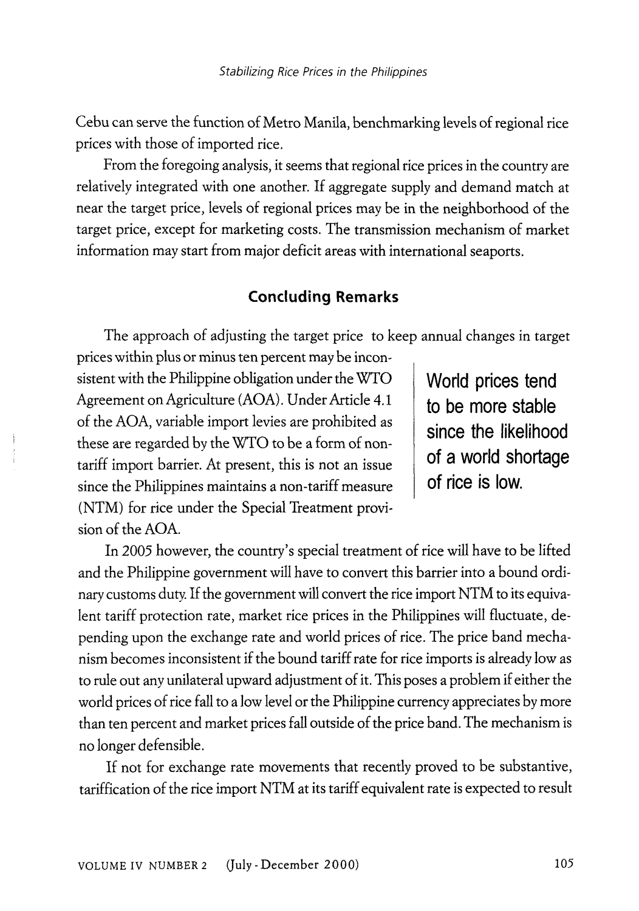Cebu can serve the function of Metro Manila, benchmarking levels of regional rice prices with those of imported rice.

From the foregoing analysis, it seems that regional rice prices in the country are relatively integrated with one another. If aggregate supply and demand match at near the target price, levels of regional prices may be in the neighborhood of the target price, except for marketing costs. The transmission mechanism of market information may start from major deficit areas with international seaports.

## Concluding Remarks

The approach of adjusting the target price to keep annual changes in target prices within plus or minus ten percent may be inconsistent with the Philippine obligation under the WTO Agreement on Agriculture (AOA). Under Article 4.1 of the AOA, variable import levies are prohibited as these are regarded by the WTO to be a form of non-tariff import barrier. At present, this is not an issue since the Philippines maintains a non-tariff measure (NTM) for rice under the Special Treatment provision of the AOA.

> **World prices tend to be more stable since the likelihood of a world shortage of rice is low.**

In 2005 however, the country's special treatment of rice will have to be lifted and the Philippine government will have to convert this barrier into a bound ordinary customs duty. If the government will convert the rice import NTM to its equivalent tariff protection rate, market rice prices in the Philippines will fluctuate, depending upon the exchange rate and world prices of rice. The price band mechanism becomes inconsistent if the bound tariff rate for rice imports is already low as to rule out any unilateral upward adjustment of it. This poses a problem if either the world prices of rice fall to a low level or the Philippine currency appreciates by more than ten percent and market prices fall outside of the price band. The mechanism is no longer defensible.

If not for exchange rate movements that recently proved to be substantive, tariffication of the rice import NTM at its tariff equivalent rate is expected to result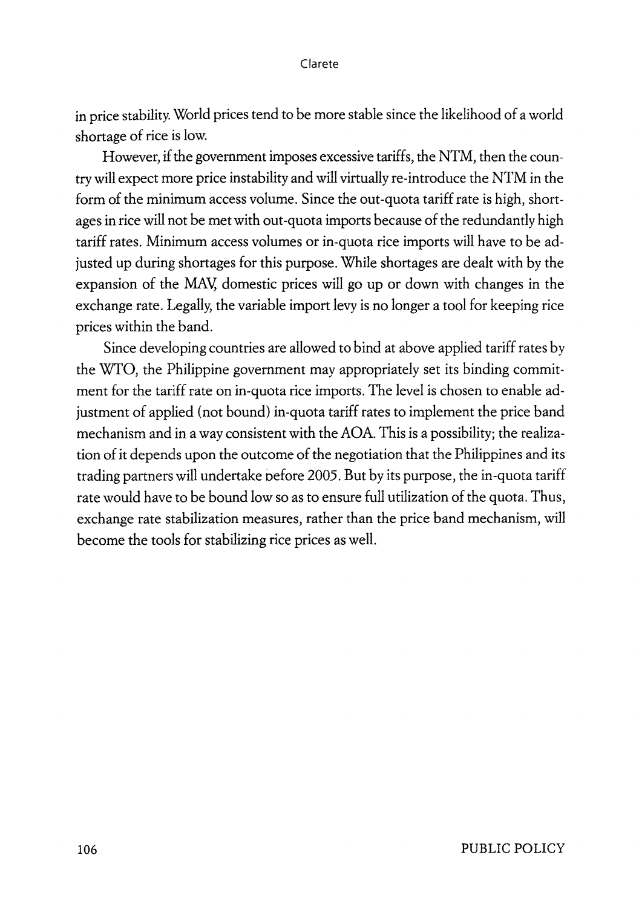in price stability. World prices tend to be more stable since the likelihood of a world shortage of rice is low.

However, if the government imposes excessive tariffs, the NTM, then the country will expect more price instability and will virtually re-introduce the NTM in the form of the minimum access volume. Since the out-quota tariff rate is high, shortages in rice will not be met with out-quota imports because of the redundantly high tariff rates. Minimum access volumes or in-quota rice imports will have to be adjusted up during shortages for this purpose. While shortages are dealt with by the expansion of the MAV, domestic prices will go up or down with changes in the exchange rate. Legally, the variable import levy is no longer a tool for keeping rice prices within the band.

Since developing countries are allowed to bind at above applied tariff rates by the WTO, the Philippine government may appropriately set its binding commitment for the tariff rate on in-quota rice imports. The level is chosen to enable adjustment of applied (not bound) in-quota tariff rates to implement the price band mechanism and in a way consistent with the AOA. This is a possibility; the realization of it depends upon the outcome of the negotiation that the Philippines and its trading partners will undertake before 2005. But by its purpose, the in-quota tariff rate would have to be bound low so as to ensure full utilization of the quota. Thus, exchange rate stabilization measures, rather than the price band mechanism, will become the tools for stabilizing rice prices as well.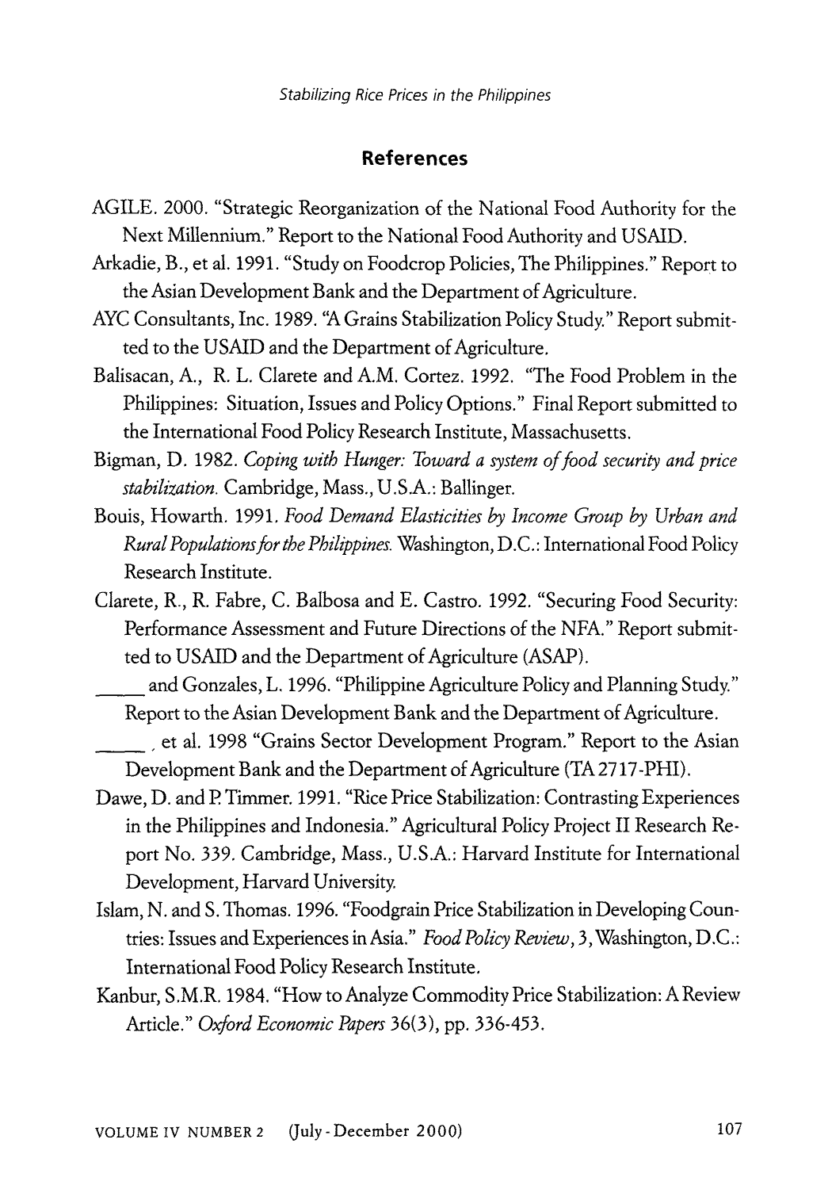## References

AGILE. 2000. "Strategic Reorganization of the National Food Authority for the Next Millennium." Report to the National Food Authority and USAID.

Arkadie, B., et al. 1991. "Study on Foodcrop Policies, The Philippines." Report to the Asian Development Bank and the Department of Agriculture.

AYC Consultants, Inc. 1989. "A Grains Stabilization Policy Study." Report submitted to the USAID and the Department of Agriculture.

Balisacan, A., R. L. Clarete and A.M. Cortez. 1992. "The Food Problem in the Philippines: Situation, Issues and Policy Options." Final Report submitted to the International Food Policy Research Institute, Massachusetts.

Bigman, D. 1982. *Coping with Hunger: Toward a system of food security and price stabilization.* Cambridge, Mass., U.S.A.: Ballinger.

Bouis, Howarth. 1991. *Food Demand Elasticities by Income Group by Urban and Rural Populations for the Philippines.* Washington, D.C.: International Food Policy Research Institute.

Clarete, R., R. Fabre, C. Balbosa and E. Castro. 1992. "Securing Food Security: Performance Assessment and Future Directions of the NFA." Report submitted to USAID and the Department of Agriculture (ASAP).

_____ and Gonzales, L. 1996. "Philippine Agriculture Policy and Planning Study." Report to the Asian Development Bank and the Department of Agriculture.

_____, et al. 1998 "Grains Sector Development Program." Report to the Asian Development Bank and the Department of Agriculture (TA 2717-PHI).

Dawe, D. and P. Timmer. 1991. "Rice Price Stabilization: Contrasting Experiences in the Philippines and Indonesia." Agricultural Policy Project II Research Report No. 339. Cambridge, Mass., U.S.A.: Harvard Institute for International Development, Harvard University.

Islam, N. and S. Thomas. 1996. "Foodgrain Price Stabilization in Developing Countries: Issues and Experiences in Asia." *Food Policy Review*, 3, Washington, D.C.: International Food Policy Research Institute.

Kanbur, S.M.R. 1984. "How to Analyze Commodity Price Stabilization: A Review Article." *Oxford Economic Papers* 36(3), pp. 336-453.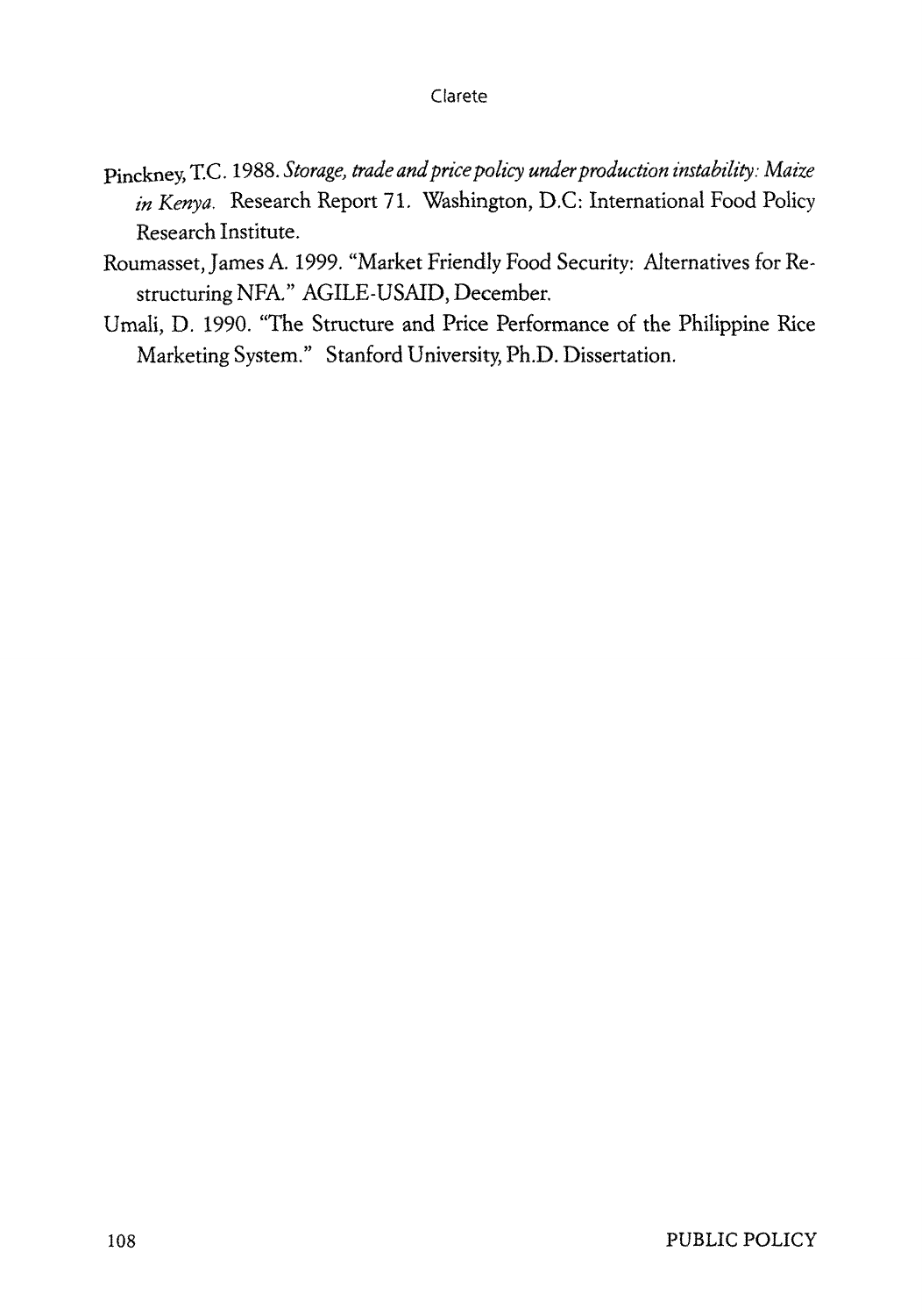Pinckney, T.C. 1988. *Storage, trade and price policy under production instability: Maize in Kenya.* Research Report 71. Washington, D.C: International Food Policy Research Institute.

Roumasset, James A. 1999. "Market Friendly Food Security: Alternatives for Restructuring NFA." AGILE-USAID, December.

Umali, D. 1990. "The Structure and Price Performance of the Philippine Rice Marketing System." Stanford University, Ph.D. Dissertation.